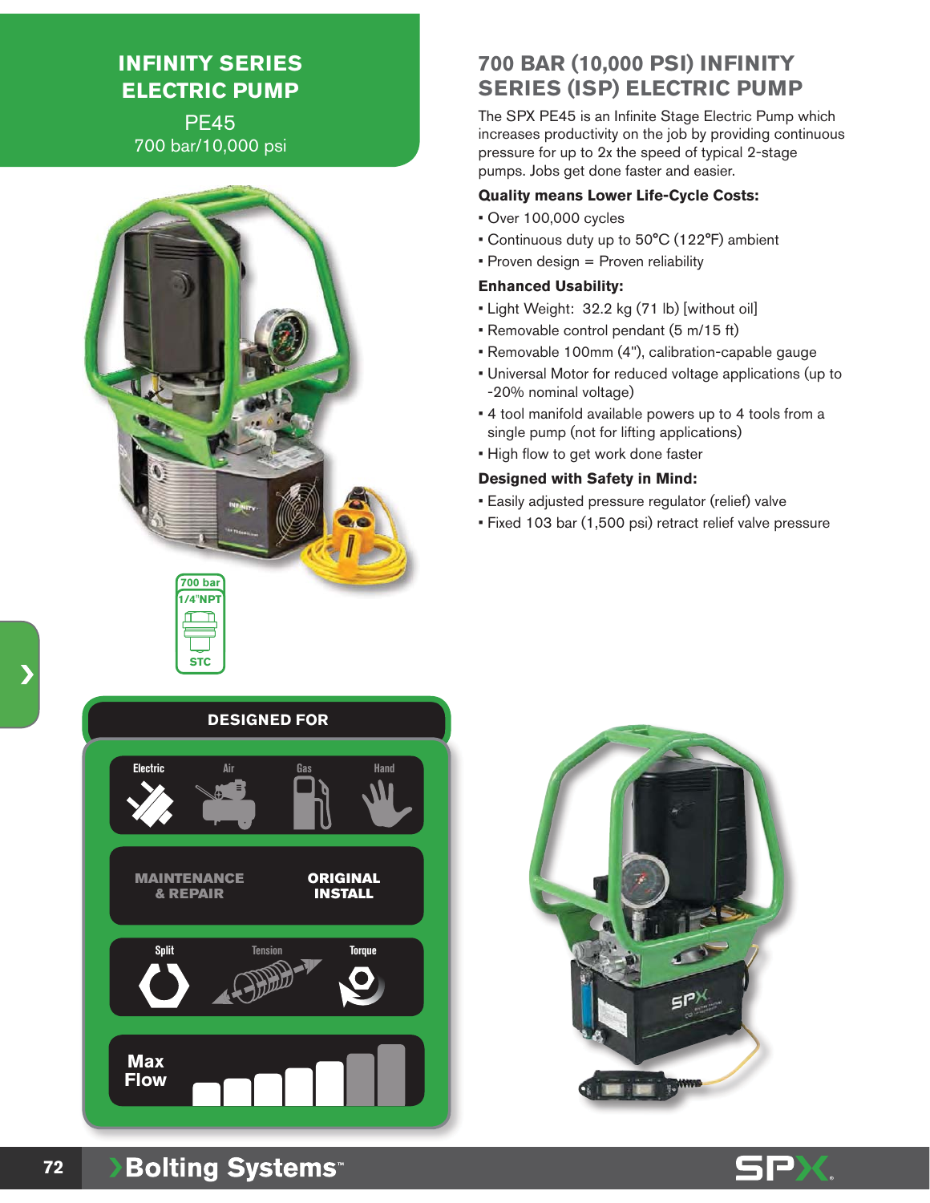# INFINITY SERIES ELECTRIC PUMP

PE45
700 bar/10,000 psi

700 bar
1/4"NPT
STC

## 700 BAR (10,000 PSI) INFINITY SERIES (ISP) ELECTRIC PUMP

The SPX PE45 is an Infinite Stage Electric Pump which increases productivity on the job by providing continuous pressure for up to 2x the speed of typical 2-stage pumps. Jobs get done faster and easier.

**Quality means Lower Life-Cycle Costs:**

- Over 100,000 cycles
- Continuous duty up to 50°C (122°F) ambient
- Proven design = Proven reliability

**Enhanced Usability:**

- Light Weight: 32.2 kg (71 lb) [without oil]
- Removable control pendant (5 m/15 ft)
- Removable 100mm (4"), calibration-capable gauge
- Universal Motor for reduced voltage applications (up to -20% nominal voltage)
- 4 tool manifold available powers up to 4 tools from a single pump (not for lifting applications)
- High flow to get work done faster

**Designed with Safety in Mind:**

- Easily adjusted pressure regulator (relief) valve
- Fixed 103 bar (1,500 psi) retract relief valve pressure

### DESIGNED FOR

Electric | Air | Gas | Hand

MAINTENANCE & REPAIR | ORIGINAL INSTALL

Split | Tension | Torque

Max Flow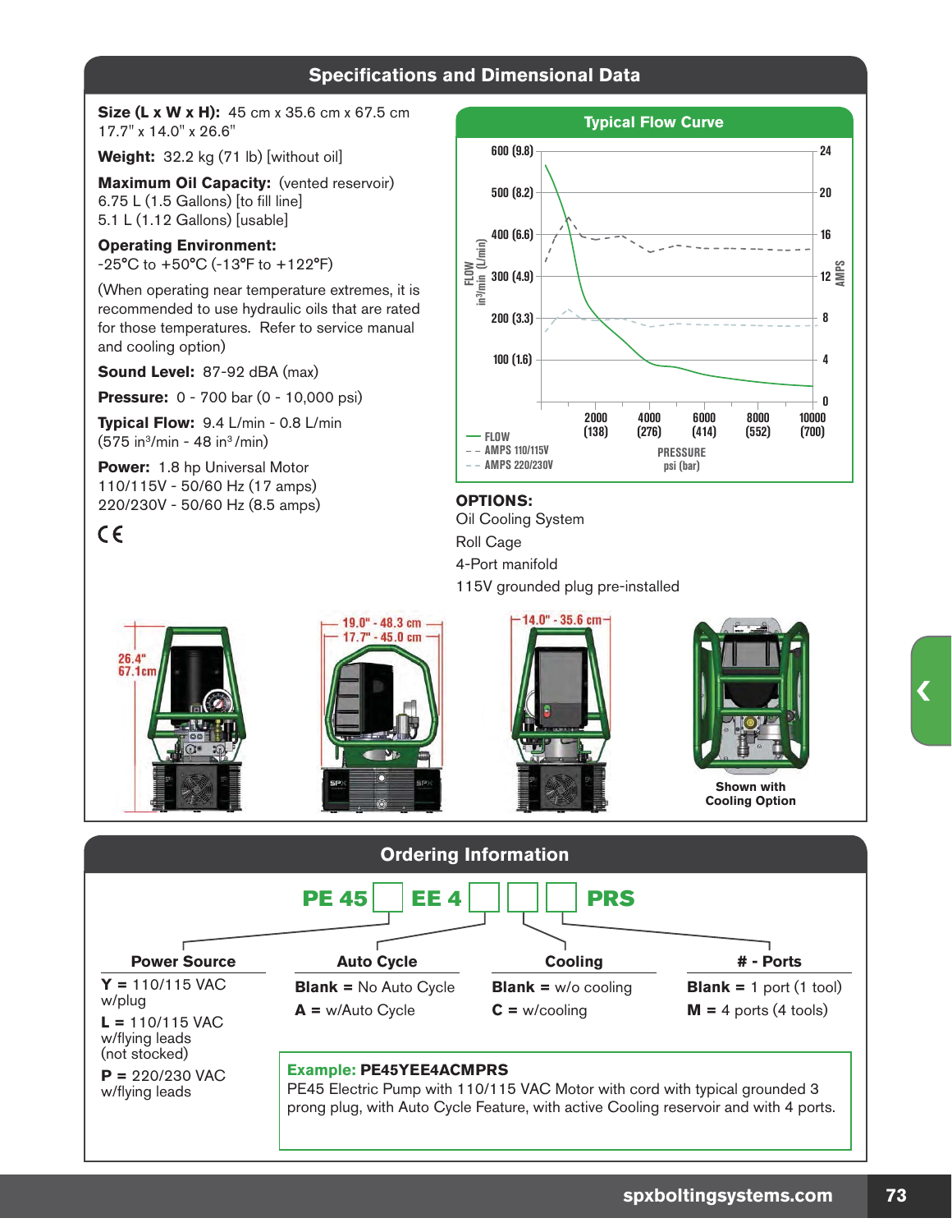## Specifications and Dimensional Data

**Size (L x W x H):** 45 cm x 35.6 cm x 67.5 cm
17.7" x 14.0" x 26.6"

**Weight:** 32.2 kg (71 lb) [without oil]

**Maximum Oil Capacity:** (vented reservoir)
6.75 L (1.5 Gallons) [to fill line]
5.1 L (1.12 Gallons) [usable]

**Operating Environment:**
-25°C to +50°C (-13°F to +122°F)

(When operating near temperature extremes, it is recommended to use hydraulic oils that are rated for those temperatures. Refer to service manual and cooling option)

**Sound Level:** 87-92 dBA (max)

**Pressure:** 0 - 700 bar (0 - 10,000 psi)

**Typical Flow:** 9.4 L/min - 0.8 L/min
(575 in³/min - 48 in³/min)

**Power:** 1.8 hp Universal Motor
110/115V - 50/60 Hz (17 amps)
220/230V - 50/60 Hz (8.5 amps)

CE

### Typical Flow Curve

FLOW in³/min (L/min)
600 (9.8)
500 (8.2)
400 (6.6)
300 (4.9)
200 (3.3)
100 (1.6)

AMPS
24
20
16
12
8
4
0

PRESSURE psi (bar)
2000 (138)
4000 (276)
6000 (414)
8000 (552)
10000 (700)

— FLOW
– – AMPS 110/115V
– – AMPS 220/230V

**OPTIONS:**
Oil Cooling System
Roll Cage
4-Port manifold
115V grounded plug pre-installed

26.4" 67.1cm

19.0" - 48.3 cm
17.7" - 45.0 cm

14.0" - 35.6 cm

Shown with Cooling Option

## Ordering Information

**PE 45 [ ] EE 4 [ ] [ ] [ ] PRS**

**Power Source**
- **Y =** 110/115 VAC w/plug
- **L =** 110/115 VAC w/flying leads (not stocked)
- **P =** 220/230 VAC w/flying leads

**Auto Cycle**
- **Blank =** No Auto Cycle
- **A =** w/Auto Cycle

**Cooling**
- **Blank =** w/o cooling
- **C =** w/cooling

**# - Ports**
- **Blank =** 1 port (1 tool)
- **M =** 4 ports (4 tools)

**Example: PE45YEE4ACMPRS**
PE45 Electric Pump with 110/115 VAC Motor with cord with typical grounded 3 prong plug, with Auto Cycle Feature, with active Cooling reservoir and with 4 ports.